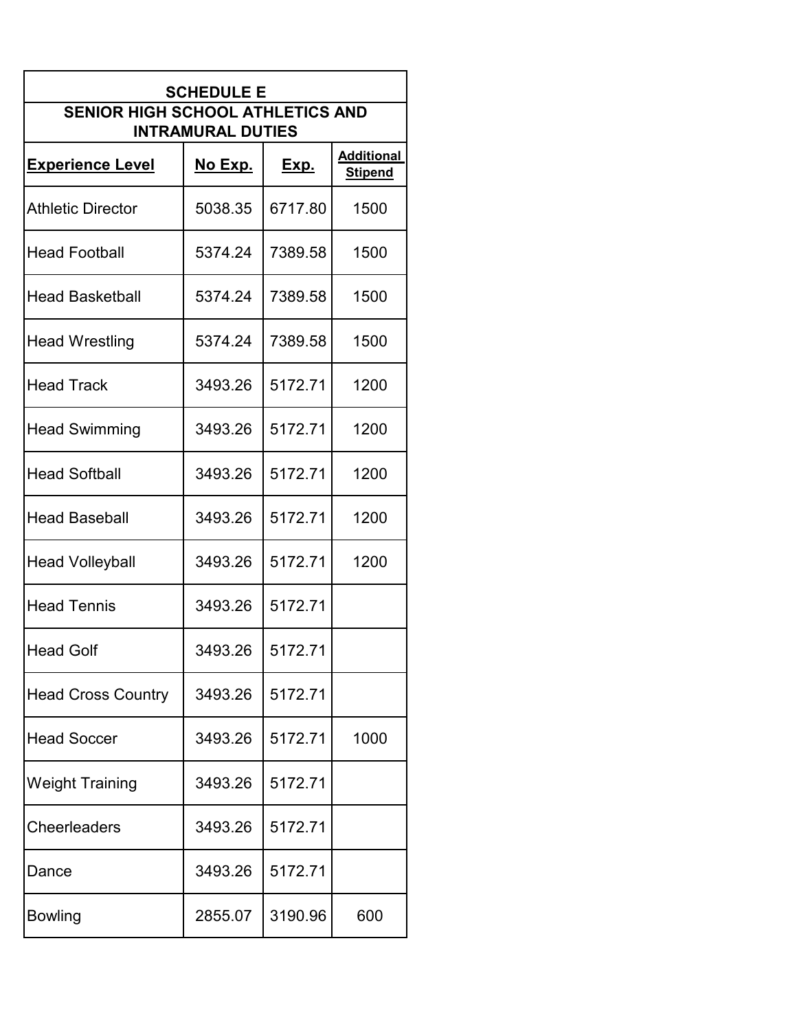| SCHEDULE E | | | |
|---|---|---|---|
| SENIOR HIGH SCHOOL ATHLETICS AND INTRAMURAL DUTIES | | | |
| **Experience Level** | **No Exp.** | **Exp.** | **Additional Stipend** |
| Athletic Director | 5038.35 | 6717.80 | 1500 |
| Head Football | 5374.24 | 7389.58 | 1500 |
| Head Basketball | 5374.24 | 7389.58 | 1500 |
| Head Wrestling | 5374.24 | 7389.58 | 1500 |
| Head Track | 3493.26 | 5172.71 | 1200 |
| Head Swimming | 3493.26 | 5172.71 | 1200 |
| Head Softball | 3493.26 | 5172.71 | 1200 |
| Head Baseball | 3493.26 | 5172.71 | 1200 |
| Head Volleyball | 3493.26 | 5172.71 | 1200 |
| Head Tennis | 3493.26 | 5172.71 | |
| Head Golf | 3493.26 | 5172.71 | |
| Head Cross Country | 3493.26 | 5172.71 | |
| Head Soccer | 3493.26 | 5172.71 | 1000 |
| Weight Training | 3493.26 | 5172.71 | |
| Cheerleaders | 3493.26 | 5172.71 | |
| Dance | 3493.26 | 5172.71 | |
| Bowling | 2855.07 | 3190.96 | 600 |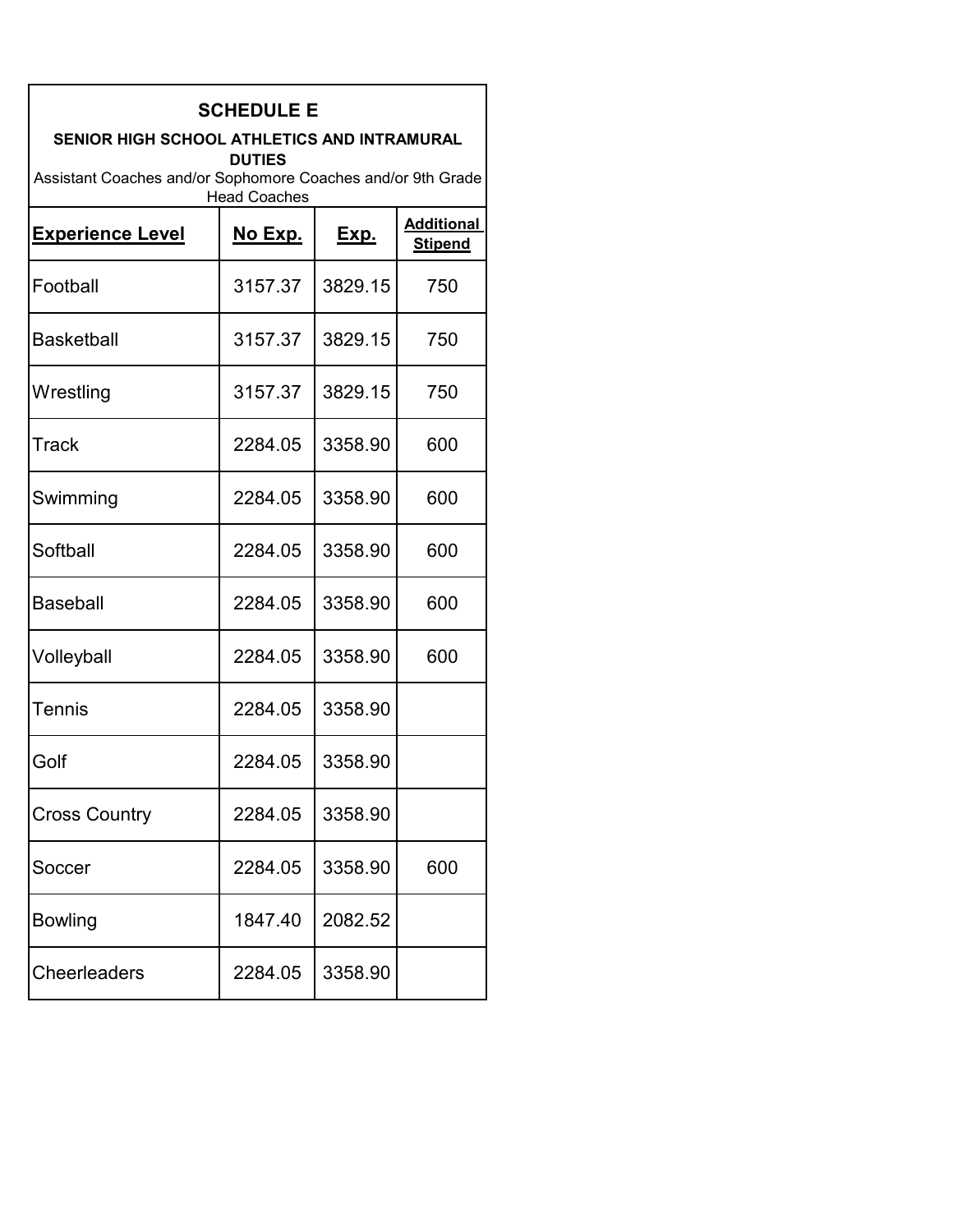## SCHEDULE E

### SENIOR HIGH SCHOOL ATHLETICS AND INTRAMURAL DUTIES

Assistant Coaches and/or Sophomore Coaches and/or 9th Grade Head Coaches

| **Experience Level** | **No Exp.** | **Exp.** | **Additional Stipend** |
|---|---|---|---|
| Football | 3157.37 | 3829.15 | 750 |
| Basketball | 3157.37 | 3829.15 | 750 |
| Wrestling | 3157.37 | 3829.15 | 750 |
| Track | 2284.05 | 3358.90 | 600 |
| Swimming | 2284.05 | 3358.90 | 600 |
| Softball | 2284.05 | 3358.90 | 600 |
| Baseball | 2284.05 | 3358.90 | 600 |
| Volleyball | 2284.05 | 3358.90 | 600 |
| Tennis | 2284.05 | 3358.90 | |
| Golf | 2284.05 | 3358.90 | |
| Cross Country | 2284.05 | 3358.90 | |
| Soccer | 2284.05 | 3358.90 | 600 |
| Bowling | 1847.40 | 2082.52 | |
| Cheerleaders | 2284.05 | 3358.90 | |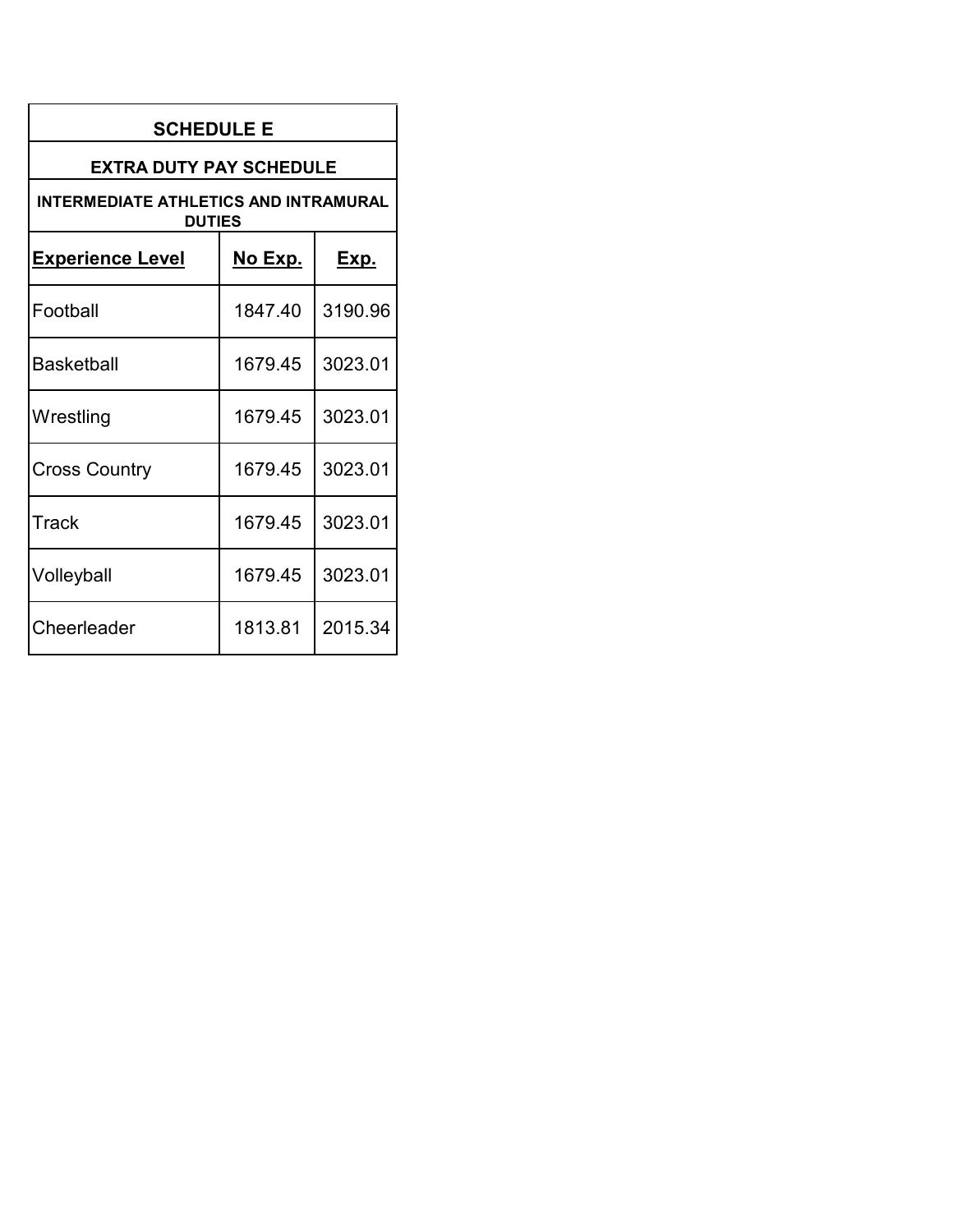| SCHEDULE E | | |
|---|---|---|
| EXTRA DUTY PAY SCHEDULE | | |
| INTERMEDIATE ATHLETICS AND INTRAMURAL DUTIES | | |
| **Experience Level** | **No Exp.** | **Exp.** |
| Football | 1847.40 | 3190.96 |
| Basketball | 1679.45 | 3023.01 |
| Wrestling | 1679.45 | 3023.01 |
| Cross Country | 1679.45 | 3023.01 |
| Track | 1679.45 | 3023.01 |
| Volleyball | 1679.45 | 3023.01 |
| Cheerleader | 1813.81 | 2015.34 |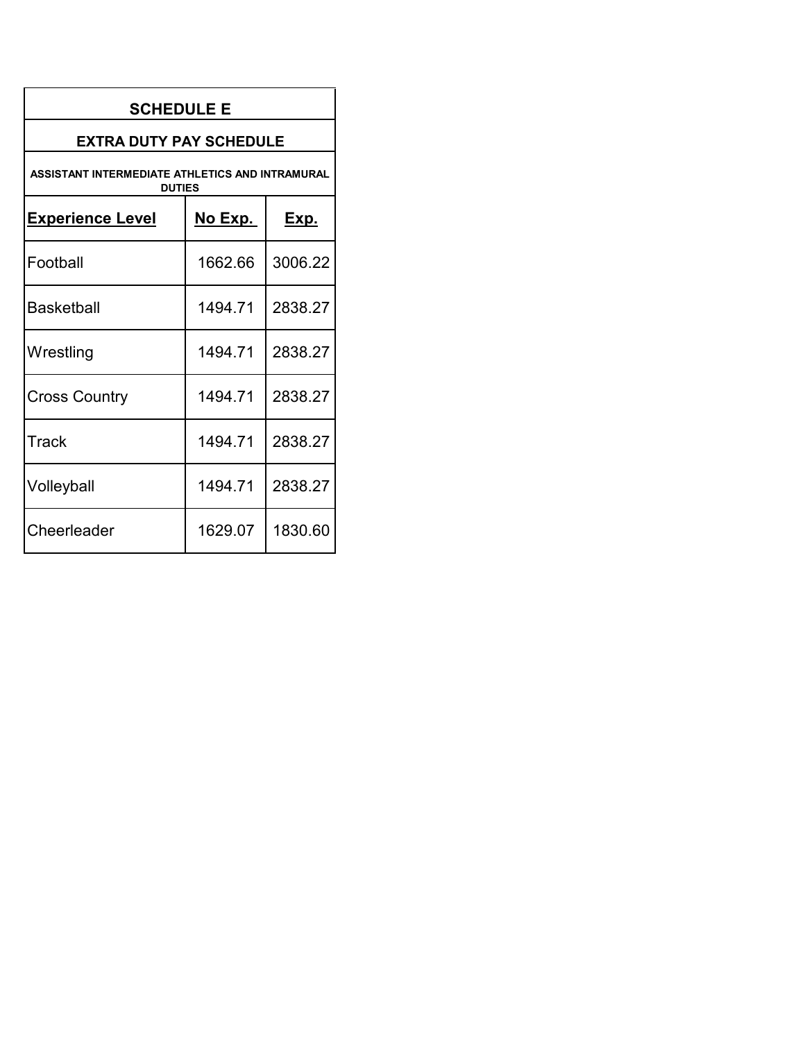## SCHEDULE E

### EXTRA DUTY PAY SCHEDULE

**ASSISTANT INTERMEDIATE ATHLETICS AND INTRAMURAL DUTIES**

| Experience Level | No Exp. | Exp. |
|---|---|---|
| Football | 1662.66 | 3006.22 |
| Basketball | 1494.71 | 2838.27 |
| Wrestling | 1494.71 | 2838.27 |
| Cross Country | 1494.71 | 2838.27 |
| Track | 1494.71 | 2838.27 |
| Volleyball | 1494.71 | 2838.27 |
| Cheerleader | 1629.07 | 1830.60 |